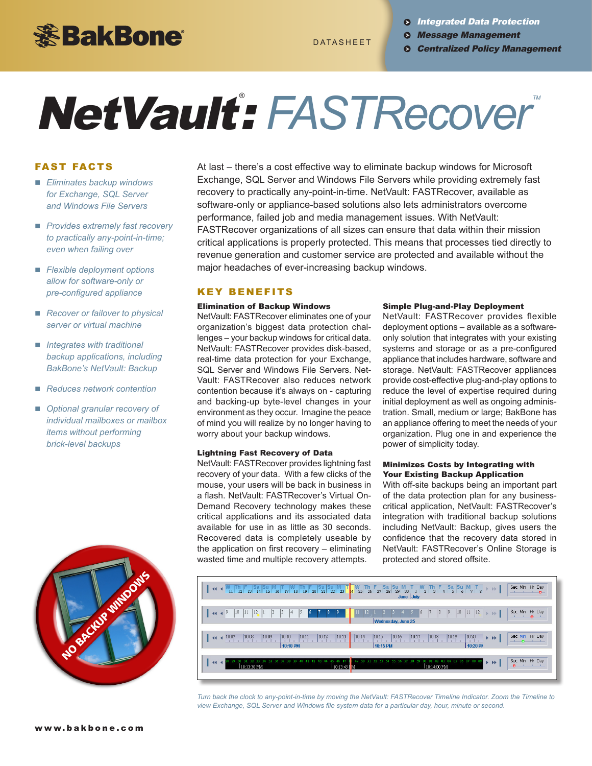BakBone

DATASHEET

- Integrated Data Protection
- Message Management
- Centralized Policy Management

# NetVault®: FASTRecover™

## FAST FACTS

- *Eliminates backup windows for Exchange, SQL Server and Windows File Servers*
- *Provides extremely fast recovery to practically any-point-in-time; even when failing over*
- *Flexible deployment options allow for software-only or pre-configured appliance*
- *Recover or failover to physical server or virtual machine*
- *Integrates with traditional backup applications, including BakBone's NetVault: Backup*
- *Reduces network contention*
- *Optional granular recovery of individual mailboxes or mailbox items without performing brick-level backups*

At last – there's a cost effective way to eliminate backup windows for Microsoft Exchange, SQL Server and Windows File Servers while providing extremely fast recovery to practically any-point-in-time. NetVault: FASTRecover, available as software-only or appliance-based solutions also lets administrators overcome performance, failed job and media management issues. With NetVault: FASTRecover organizations of all sizes can ensure that data within their mission critical applications is properly protected. This means that processes tied directly to revenue generation and customer service are protected and available without the major headaches of ever-increasing backup windows.

## KEY BENEFITS

**Elimination of Backup Windows**

NetVault: FASTRecover eliminates one of your organization's biggest data protection challenges – your backup windows for critical data. NetVault: FASTRecover provides disk-based, real-time data protection for your Exchange, SQL Server and Windows File Servers. NetVault: FASTRecover also reduces network contention because it's always on - capturing and backing-up byte-level changes in your environment as they occur. Imagine the peace of mind you will realize by no longer having to worry about your backup windows.

**Lightning Fast Recovery of Data**

NetVault: FASTRecover provides lightning fast recovery of your data. With a few clicks of the mouse, your users will be back in business in a flash. NetVault: FASTRecover's Virtual On-Demand Recovery technology makes these critical applications and its associated data available for use in as little as 30 seconds. Recovered data is completely useable by the application on first recovery – eliminating wasted time and multiple recovery attempts.

**Simple Plug-and-Play Deployment**

NetVault: FASTRecover provides flexible deployment options – available as a software-only solution that integrates with your existing systems and storage or as a pre-configured appliance that includes hardware, software and storage. NetVault: FASTRecover appliances provide cost-effective plug-and-play options to reduce the level of expertise required during initial deployment as well as ongoing administration. Small, medium or large; BakBone has an appliance offering to meet the needs of your organization. Plug one in and experience the power of simplicity today.

**Minimizes Costs by Integrating with Your Existing Backup Application**

With off-site backups being an important part of the data protection plan for any business-critical application, NetVault: FASTRecover's integration with traditional backup solutions including NetVault: Backup, gives users the confidence that the recovery data stored in NetVault: FASTRecover's Online Storage is protected and stored offsite.

NO BACKUP WINDOWS

*Turn back the clock to any-point-in-time by moving the NetVault: FASTRecover Timeline Indicator. Zoom the Timeline to view Exchange, SQL Server and Windows file system data for a particular day, hour, minute or second.*

www.bakbone.com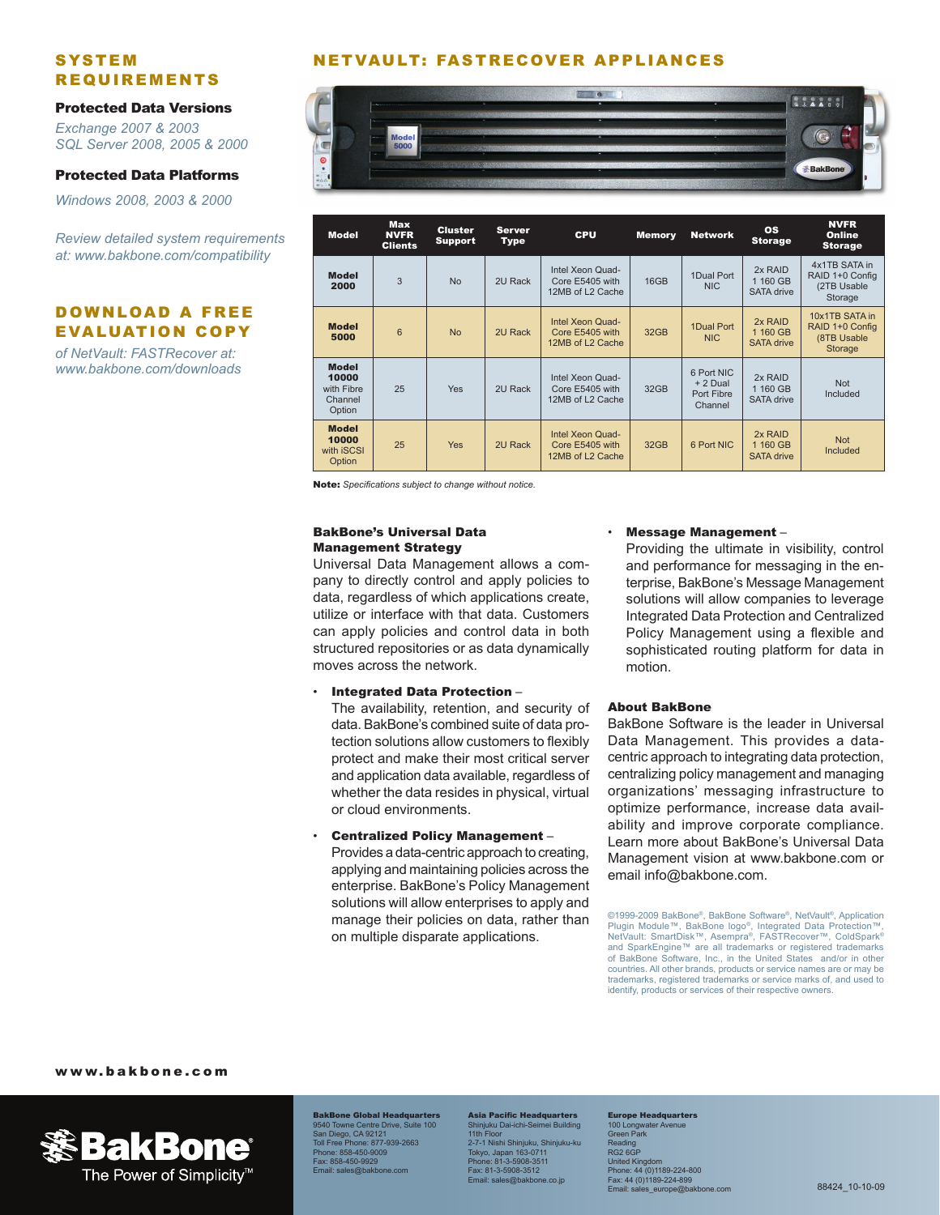## SYSTEM REQUIREMENTS

### Protected Data Versions

*Exchange 2007 & 2003*
*SQL Server 2008, 2005 & 2000*

### Protected Data Platforms

*Windows 2008, 2003 & 2000*

*Review detailed system requirements at: www.bakbone.com/compatibility*

## DOWNLOAD A FREE EVALUATION COPY

*of NetVault: FASTRecover at: www.bakbone.com/downloads*

## NETVAULT: FASTRECOVER APPLIANCES

| Model | Max NVFR Clients | Cluster Support | Server Type | CPU | Memory | Network | OS Storage | NVFR Online Storage |
|---|---|---|---|---|---|---|---|---|
| **Model 2000** | 3 | No | 2U Rack | Intel Xeon Quad-Core E5405 with 12MB of L2 Cache | 16GB | 1Dual Port NIC | 2x RAID 1 160 GB SATA drive | 4x1TB SATA in RAID 1+0 Config (2TB Usable Storage |
| **Model 5000** | 6 | No | 2U Rack | Intel Xeon Quad-Core E5405 with 12MB of L2 Cache | 32GB | 1Dual Port NIC | 2x RAID 1 160 GB SATA drive | 10x1TB SATA in RAID 1+0 Config (8TB Usable Storage |
| **Model 10000** with Fibre Channel Option | 25 | Yes | 2U Rack | Intel Xeon Quad-Core E5405 with 12MB of L2 Cache | 32GB | 6 Port NIC + 2 Dual Port Fibre Channel | 2x RAID 1 160 GB SATA drive | Not Included |
| **Model 10000** with iSCSI Option | 25 | Yes | 2U Rack | Intel Xeon Quad-Core E5405 with 12MB of L2 Cache | 32GB | 6 Port NIC | 2x RAID 1 160 GB SATA drive | Not Included |

**Note:** *Specifications subject to change without notice.*

### BakBone's Universal Data Management Strategy

Universal Data Management allows a company to directly control and apply policies to data, regardless of which applications create, utilize or interface with that data. Customers can apply policies and control data in both structured repositories or as data dynamically moves across the network.

- **Integrated Data Protection** – The availability, retention, and security of data. BakBone's combined suite of data protection solutions allow customers to flexibly protect and make their most critical server and application data available, regardless of whether the data resides in physical, virtual or cloud environments.
- **Centralized Policy Management** – Provides a data-centric approach to creating, applying and maintaining policies across the enterprise. BakBone's Policy Management solutions will allow enterprises to apply and manage their policies on data, rather than on multiple disparate applications.
- **Message Management** – Providing the ultimate in visibility, control and performance for messaging in the enterprise, BakBone's Message Management solutions will allow companies to leverage Integrated Data Protection and Centralized Policy Management using a flexible and sophisticated routing platform for data in motion.

### About BakBone

BakBone Software is the leader in Universal Data Management. This provides a data-centric approach to integrating data protection, centralizing policy management and managing organizations' messaging infrastructure to optimize performance, increase data availability and improve corporate compliance. Learn more about BakBone's Universal Data Management vision at www.bakbone.com or email info@bakbone.com.

©1999-2009 BakBone®, BakBone Software®, NetVault®, Application Plugin Module™, BakBone logo®, Integrated Data Protection™, NetVault: SmartDisk™, Asempra®, FASTRecover™, ColdSpark® and SparkEngine™ are all trademarks or registered trademarks of BakBone Software, Inc., in the United States and/or in other countries. All other brands, products or service names are or may be trademarks, registered trademarks or service marks of, and used to identify, products or services of their respective owners.

**www.bakbone.com**

BakBone
The Power of Simplicity™

**BakBone Global Headquarters**
9540 Towne Centre Drive, Suite 100
San Diego, CA 92121
Toll Free Phone: 877-939-2663
Phone: 858-450-9009
Fax: 858-450-9929
Email: sales@bakbone.com

**Asia Pacific Headquarters**
Shinjuku Dai-ichi-Seimei Building
11th Floor
2-7-1 Nishi Shinjuku, Shinjuku-ku
Tokyo, Japan 163-0711
Phone: 81-3-5908-3511
Fax: 81-3-5908-3512
Email: sales@bakbone.co.jp

**Europe Headquarters**
100 Longwater Avenue
Green Park
Reading
RG2 6GP
United Kingdom
Phone: 44 (0)1189-224-800
Fax: 44 (0)1189-224-899
Email: sales_europe@bakbone.com

88424_10-10-09